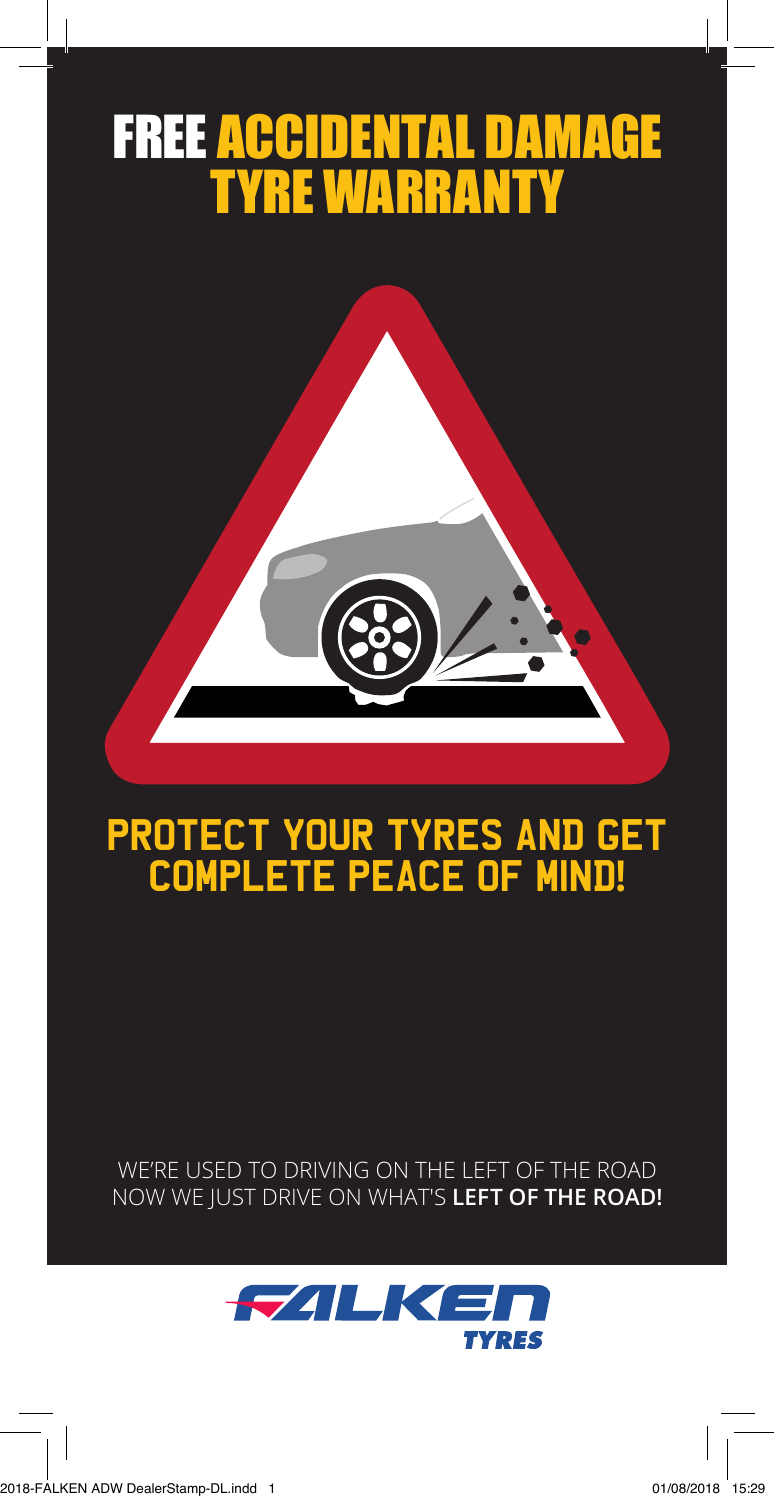# FREE ACCIDENTAL DAMAGE TYRE WARRANTY

## PROTECT YOUR TYRES AND GET COMPLETE PEACE OF MIND!

WE'RE USED TO DRIVING ON THE LEFT OF THE ROAD
NOW WE JUST DRIVE ON WHAT'S **LEFT OF THE ROAD!**

FALKEN TYRES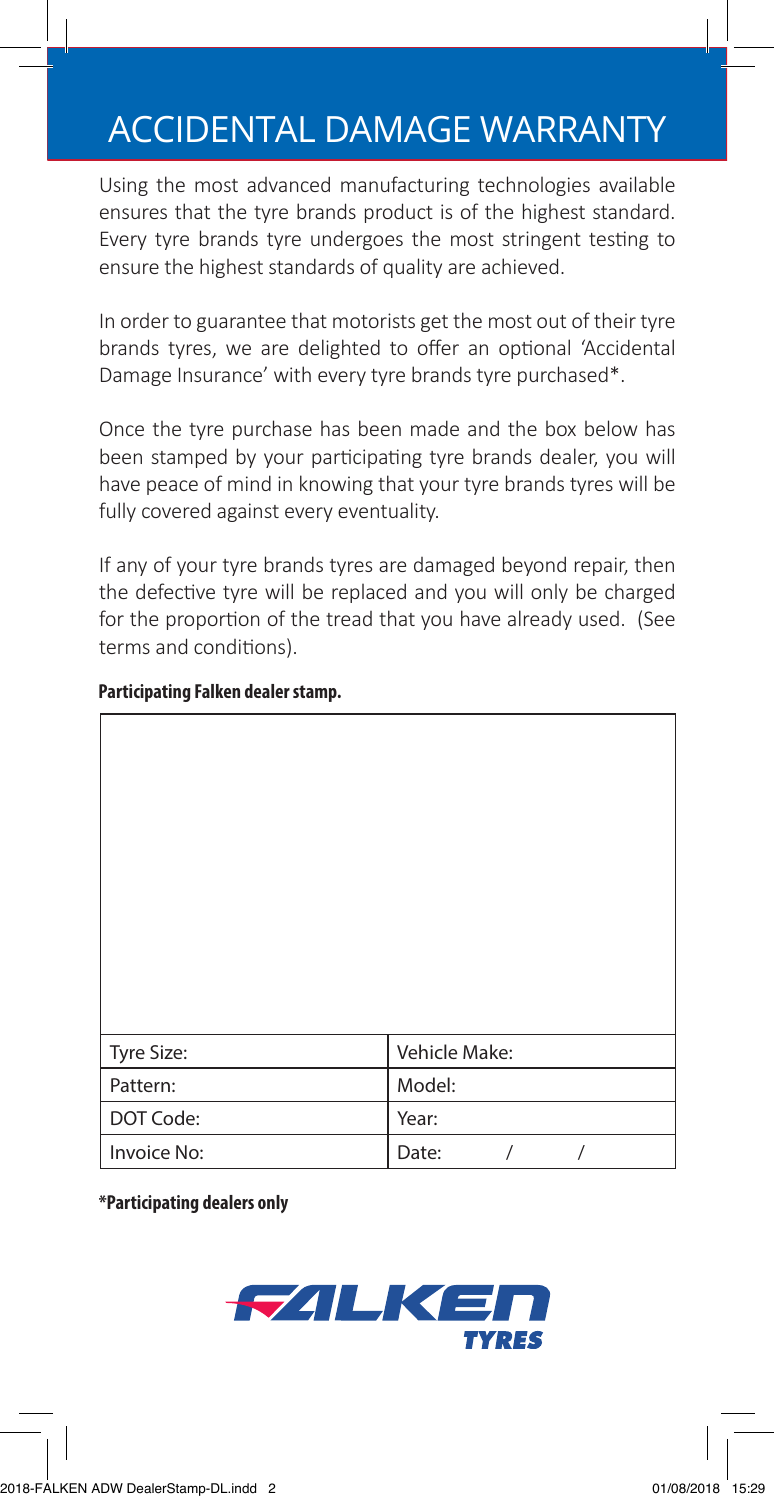# ACCIDENTAL DAMAGE WARRANTY

Using the most advanced manufacturing technologies available ensures that the tyre brands product is of the highest standard. Every tyre brands tyre undergoes the most stringent testing to ensure the highest standards of quality are achieved.

In order to guarantee that motorists get the most out of their tyre brands tyres, we are delighted to offer an optional 'Accidental Damage Insurance' with every tyre brands tyre purchased*.

Once the tyre purchase has been made and the box below has been stamped by your participating tyre brands dealer, you will have peace of mind in knowing that your tyre brands tyres will be fully covered against every eventuality.

If any of your tyre brands tyres are damaged beyond repair, then the defective tyre will be replaced and you will only be charged for the proportion of the tread that you have already used. (See terms and conditions).

**Participating Falken dealer stamp.**

| Tyre Size: | Vehicle Make: |
|---|---|
| Pattern: | Model: |
| DOT Code: | Year: |
| Invoice No: | Date: / / |

**\*Participating dealers only**

FALKEN TYRES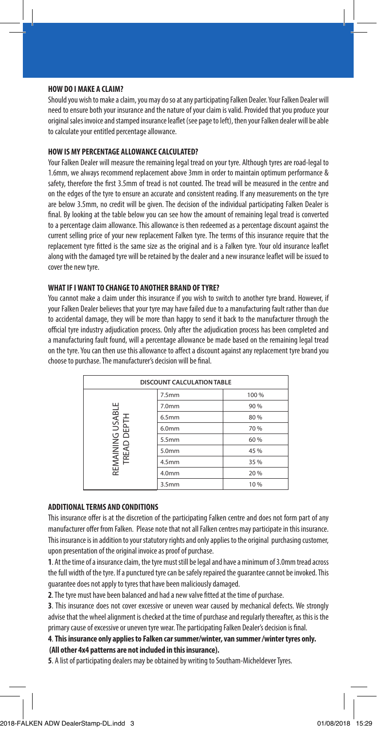### HOW DO I MAKE A CLAIM?

Should you wish to make a claim, you may do so at any participating Falken Dealer. Your Falken Dealer will need to ensure both your insurance and the nature of your claim is valid. Provided that you produce your original sales invoice and stamped insurance leaflet (see page to left), then your Falken dealer will be able to calculate your entitled percentage allowance.

### HOW IS MY PERCENTAGE ALLOWANCE CALCULATED?

Your Falken Dealer will measure the remaining legal tread on your tyre. Although tyres are road-legal to 1.6mm, we always recommend replacement above 3mm in order to maintain optimum performance & safety, therefore the first 3.5mm of tread is not counted. The tread will be measured in the centre and on the edges of the tyre to ensure an accurate and consistent reading. If any measurements on the tyre are below 3.5mm, no credit will be given. The decision of the individual participating Falken Dealer is final. By looking at the table below you can see how the amount of remaining legal tread is converted to a percentage claim allowance. This allowance is then redeemed as a percentage discount against the current selling price of your new replacement Falken tyre. The terms of this insurance require that the replacement tyre fitted is the same size as the original and is a Falken tyre. Your old insurance leaflet along with the damaged tyre will be retained by the dealer and a new insurance leaflet will be issued to cover the new tyre.

### WHAT IF I WANT TO CHANGE TO ANOTHER BRAND OF TYRE?

You cannot make a claim under this insurance if you wish to switch to another tyre brand. However, if your Falken Dealer believes that your tyre may have failed due to a manufacturing fault rather than due to accidental damage, they will be more than happy to send it back to the manufacturer through the official tyre industry adjudication process. Only after the adjudication process has been completed and a manufacturing fault found, will a percentage allowance be made based on the remaining legal tread on the tyre. You can then use this allowance to affect a discount against any replacement tyre brand you choose to purchase. The manufacturer's decision will be final.

| DISCOUNT CALCULATION TABLE | | |
|---|---|---|
| REMAINING USABLE TREAD DEPTH | 7.5mm | 100 % |
| | 7.0mm | 90 % |
| | 6.5mm | 80 % |
| | 6.0mm | 70 % |
| | 5.5mm | 60 % |
| | 5.0mm | 45 % |
| | 4.5mm | 35 % |
| | 4.0mm | 20 % |
| | 3.5mm | 10 % |

### ADDITIONAL TERMS AND CONDITIONS

This insurance offer is at the discretion of the participating Falken centre and does not form part of any manufacturer offer from Falken. Please note that not all Falken centres may participate in this insurance. This insurance is in addition to your statutory rights and only applies to the original purchasing customer, upon presentation of the original invoice as proof of purchase.

**1**. At the time of a insurance claim, the tyre must still be legal and have a minimum of 3.0mm tread across the full width of the tyre. If a punctured tyre can be safely repaired the guarantee cannot be invoked. This guarantee does not apply to tyres that have been maliciously damaged.

**2**. The tyre must have been balanced and had a new valve fitted at the time of purchase.

**3**. This insurance does not cover excessive or uneven wear caused by mechanical defects. We strongly advise that the wheel alignment is checked at the time of purchase and regularly thereafter, as this is the primary cause of excessive or uneven tyre wear. The participating Falken Dealer's decision is final.

**4**. **This insurance only applies to Falken car summer/winter, van summer /winter tyres only. (All other 4x4 patterns are not included in this insurance).**

**5**. A list of participating dealers may be obtained by writing to Southam-Micheldever Tyres.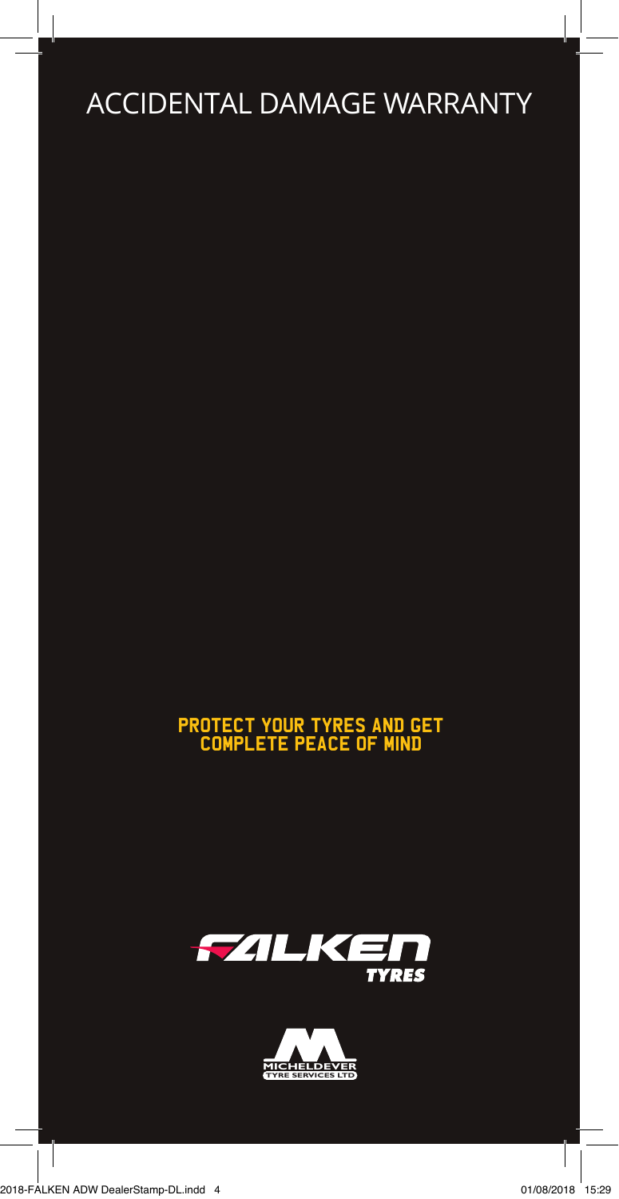# ACCIDENTAL DAMAGE WARRANTY

**PROTECT YOUR TYRES AND GET COMPLETE PEACE OF MIND**

FALKEN TYRES

MICHELDEVER TYRE SERVICES LTD